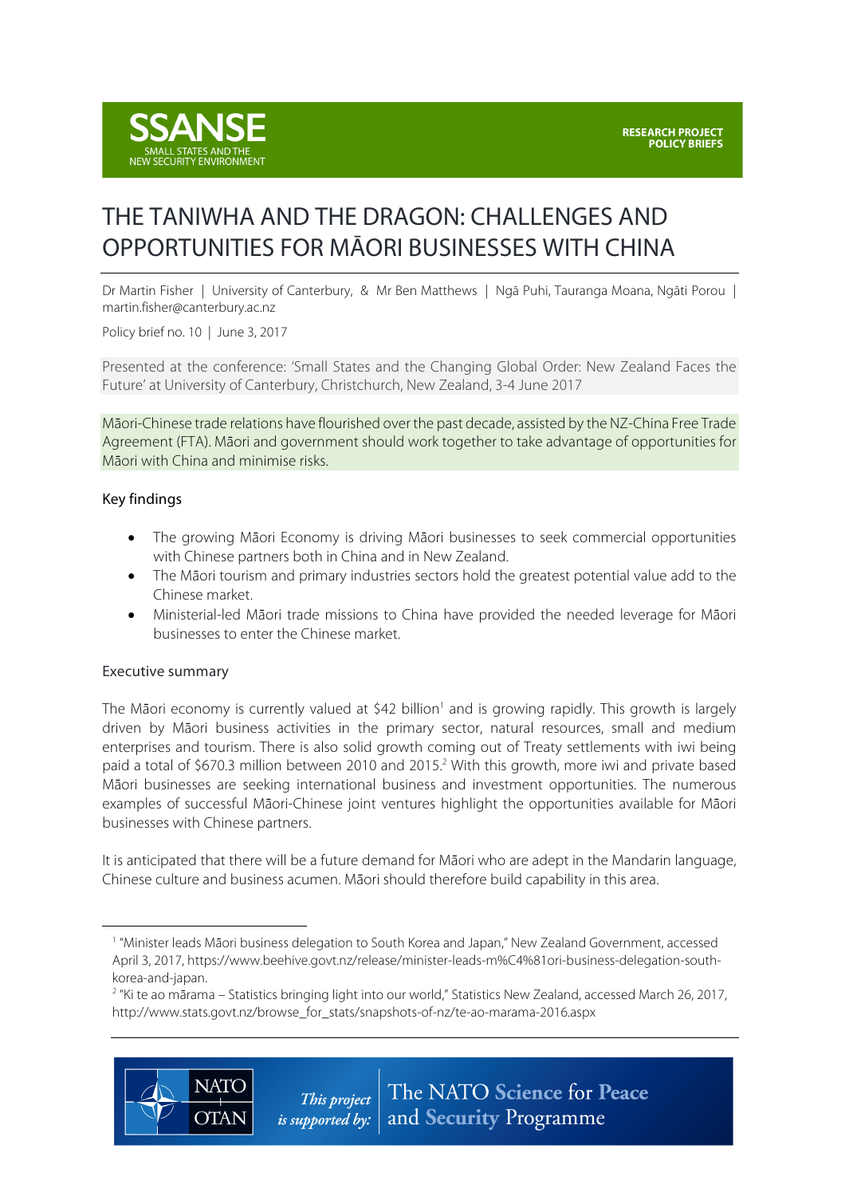SSANSE
SMALL STATES AND THE NEW SECURITY ENVIRONMENT

RESEARCH PROJECT
POLICY BRIEFS

# THE TANIWHA AND THE DRAGON: CHALLENGES AND OPPORTUNITIES FOR MĀORI BUSINESSES WITH CHINA

Dr Martin Fisher | University of Canterbury, & Mr Ben Matthews | Ngā Puhi, Tauranga Moana, Ngāti Porou | martin.fisher@canterbury.ac.nz

Policy brief no. 10 | June 3, 2017

Presented at the conference: 'Small States and the Changing Global Order: New Zealand Faces the Future' at University of Canterbury, Christchurch, New Zealand, 3-4 June 2017

Māori-Chinese trade relations have flourished over the past decade, assisted by the NZ-China Free Trade Agreement (FTA). Māori and government should work together to take advantage of opportunities for Māori with China and minimise risks.

## Key findings

- The growing Māori Economy is driving Māori businesses to seek commercial opportunities with Chinese partners both in China and in New Zealand.
- The Māori tourism and primary industries sectors hold the greatest potential value add to the Chinese market.
- Ministerial-led Māori trade missions to China have provided the needed leverage for Māori businesses to enter the Chinese market.

## Executive summary

The Māori economy is currently valued at $42 billion[1] and is growing rapidly. This growth is largely driven by Māori business activities in the primary sector, natural resources, small and medium enterprises and tourism. There is also solid growth coming out of Treaty settlements with iwi being paid a total of $670.3 million between 2010 and 2015.[2] With this growth, more iwi and private based Māori businesses are seeking international business and investment opportunities. The numerous examples of successful Māori-Chinese joint ventures highlight the opportunities available for Māori businesses with Chinese partners.

It is anticipated that there will be a future demand for Māori who are adept in the Mandarin language, Chinese culture and business acumen. Māori should therefore build capability in this area.

---

[1] "Minister leads Māori business delegation to South Korea and Japan," New Zealand Government, accessed April 3, 2017, https://www.beehive.govt.nz/release/minister-leads-m%C4%81ori-business-delegation-south-korea-and-japan.

[2] "Ki te ao mārama – Statistics bringing light into our world," Statistics New Zealand, accessed March 26, 2017, http://www.stats.govt.nz/browse_for_stats/snapshots-of-nz/te-ao-marama-2016.aspx

NATO OTAN — This project is supported by: The NATO Science for Peace and Security Programme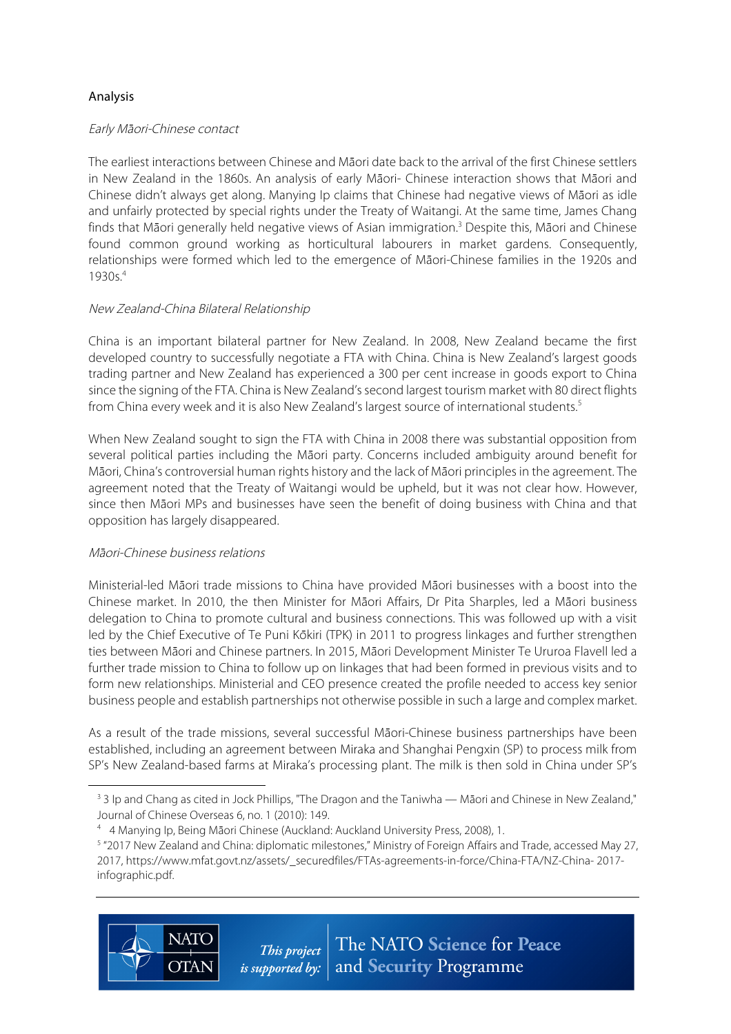## Analysis

*Early Māori-Chinese contact*

The earliest interactions between Chinese and Māori date back to the arrival of the first Chinese settlers in New Zealand in the 1860s. An analysis of early Māori- Chinese interaction shows that Māori and Chinese didn't always get along. Manying Ip claims that Chinese had negative views of Māori as idle and unfairly protected by special rights under the Treaty of Waitangi. At the same time, James Chang finds that Māori generally held negative views of Asian immigration.[3] Despite this, Māori and Chinese found common ground working as horticultural labourers in market gardens. Consequently, relationships were formed which led to the emergence of Māori-Chinese families in the 1920s and 1930s.[4]

*New Zealand-China Bilateral Relationship*

China is an important bilateral partner for New Zealand. In 2008, New Zealand became the first developed country to successfully negotiate a FTA with China. China is New Zealand's largest goods trading partner and New Zealand has experienced a 300 per cent increase in goods export to China since the signing of the FTA. China is New Zealand's second largest tourism market with 80 direct flights from China every week and it is also New Zealand's largest source of international students.[5]

When New Zealand sought to sign the FTA with China in 2008 there was substantial opposition from several political parties including the Māori party. Concerns included ambiguity around benefit for Māori, China's controversial human rights history and the lack of Māori principles in the agreement. The agreement noted that the Treaty of Waitangi would be upheld, but it was not clear how. However, since then Māori MPs and businesses have seen the benefit of doing business with China and that opposition has largely disappeared.

*Māori-Chinese business relations*

Ministerial-led Māori trade missions to China have provided Māori businesses with a boost into the Chinese market. In 2010, the then Minister for Māori Affairs, Dr Pita Sharples, led a Māori business delegation to China to promote cultural and business connections. This was followed up with a visit led by the Chief Executive of Te Puni Kōkiri (TPK) in 2011 to progress linkages and further strengthen ties between Māori and Chinese partners. In 2015, Māori Development Minister Te Ururoa Flavell led a further trade mission to China to follow up on linkages that had been formed in previous visits and to form new relationships. Ministerial and CEO presence created the profile needed to access key senior business people and establish partnerships not otherwise possible in such a large and complex market.

As a result of the trade missions, several successful Māori-Chinese business partnerships have been established, including an agreement between Miraka and Shanghai Pengxin (SP) to process milk from SP's New Zealand-based farms at Miraka's processing plant. The milk is then sold in China under SP's

---

[3] 3 Ip and Chang as cited in Jock Phillips, "The Dragon and the Taniwha — Māori and Chinese in New Zealand," Journal of Chinese Overseas 6, no. 1 (2010): 149.

[4] 4 Manying Ip, Being Māori Chinese (Auckland: Auckland University Press, 2008), 1.

[5] "2017 New Zealand and China: diplomatic milestones," Ministry of Foreign Affairs and Trade, accessed May 27, 2017, https://www.mfat.govt.nz/assets/_securedfiles/FTAs-agreements-in-force/China-FTA/NZ-China- 2017-infographic.pdf.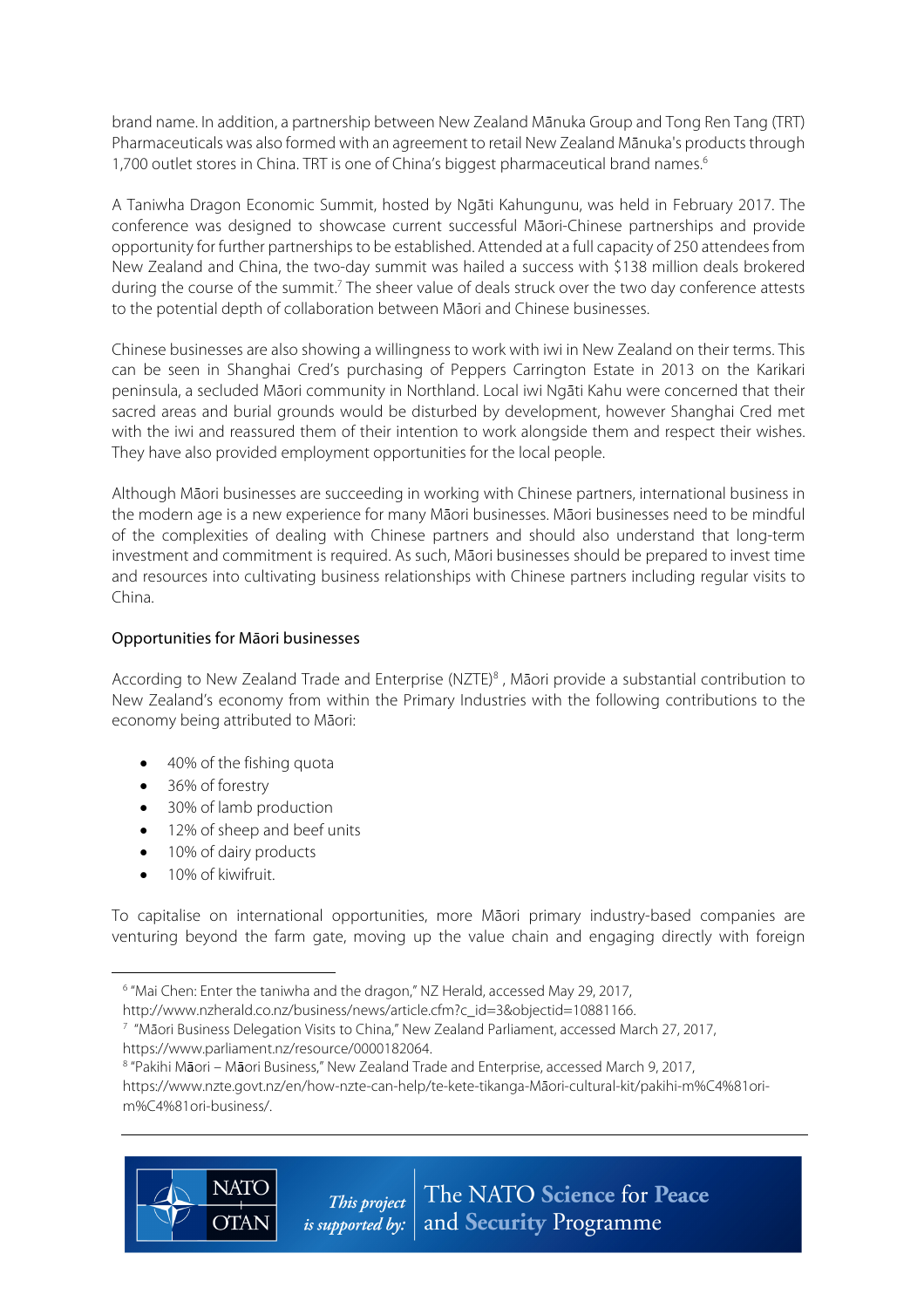brand name. In addition, a partnership between New Zealand Mānuka Group and Tong Ren Tang (TRT) Pharmaceuticals was also formed with an agreement to retail New Zealand Mānuka's products through 1,700 outlet stores in China. TRT is one of China's biggest pharmaceutical brand names.[6]

A Taniwha Dragon Economic Summit, hosted by Ngāti Kahungunu, was held in February 2017. The conference was designed to showcase current successful Māori-Chinese partnerships and provide opportunity for further partnerships to be established. Attended at a full capacity of 250 attendees from New Zealand and China, the two-day summit was hailed a success with $138 million deals brokered during the course of the summit.[7] The sheer value of deals struck over the two day conference attests to the potential depth of collaboration between Māori and Chinese businesses.

Chinese businesses are also showing a willingness to work with iwi in New Zealand on their terms. This can be seen in Shanghai Cred's purchasing of Peppers Carrington Estate in 2013 on the Karikari peninsula, a secluded Māori community in Northland. Local iwi Ngāti Kahu were concerned that their sacred areas and burial grounds would be disturbed by development, however Shanghai Cred met with the iwi and reassured them of their intention to work alongside them and respect their wishes. They have also provided employment opportunities for the local people.

Although Māori businesses are succeeding in working with Chinese partners, international business in the modern age is a new experience for many Māori businesses. Māori businesses need to be mindful of the complexities of dealing with Chinese partners and should also understand that long-term investment and commitment is required. As such, Māori businesses should be prepared to invest time and resources into cultivating business relationships with Chinese partners including regular visits to China.

## Opportunities for Māori businesses

According to New Zealand Trade and Enterprise (NZTE)[8], Māori provide a substantial contribution to New Zealand's economy from within the Primary Industries with the following contributions to the economy being attributed to Māori:

- 40% of the fishing quota
- 36% of forestry
- 30% of lamb production
- 12% of sheep and beef units
- 10% of dairy products
- 10% of kiwifruit.

To capitalise on international opportunities, more Māori primary industry-based companies are venturing beyond the farm gate, moving up the value chain and engaging directly with foreign

---

[6] "Mai Chen: Enter the taniwha and the dragon," NZ Herald, accessed May 29, 2017, http://www.nzherald.co.nz/business/news/article.cfm?c_id=3&objectid=10881166.

[7] "Māori Business Delegation Visits to China," New Zealand Parliament, accessed March 27, 2017, https://www.parliament.nz/resource/0000182064.

[8] "Pakihi Māori – Māori Business," New Zealand Trade and Enterprise, accessed March 9, 2017, https://www.nzte.govt.nz/en/how-nzte-can-help/te-kete-tikanga-Māori-cultural-kit/pakihi-m%C4%81ori-m%C4%81ori-business/.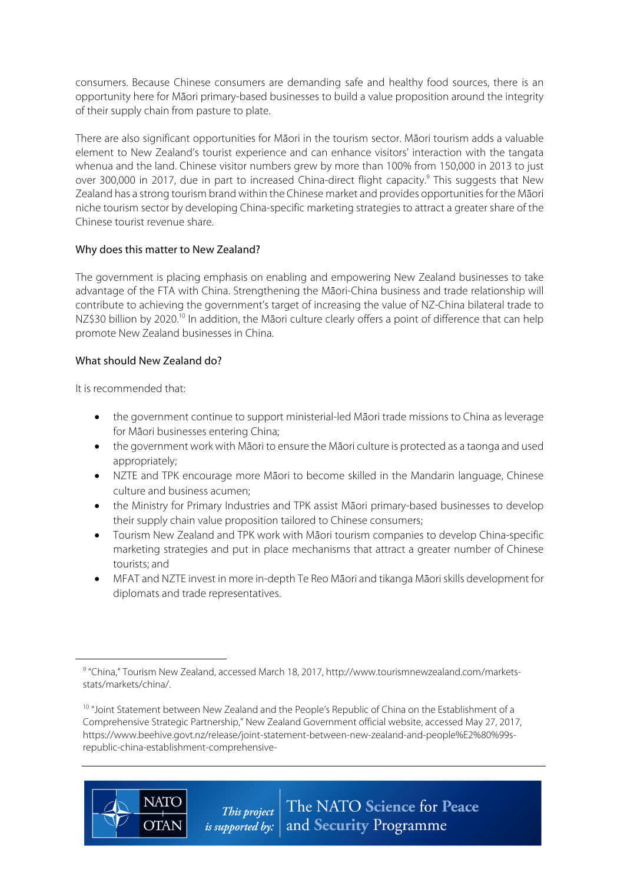consumers. Because Chinese consumers are demanding safe and healthy food sources, there is an opportunity here for Māori primary-based businesses to build a value proposition around the integrity of their supply chain from pasture to plate.

There are also significant opportunities for Māori in the tourism sector. Māori tourism adds a valuable element to New Zealand's tourist experience and can enhance visitors' interaction with the tangata whenua and the land. Chinese visitor numbers grew by more than 100% from 150,000 in 2013 to just over 300,000 in 2017, due in part to increased China-direct flight capacity.[9] This suggests that New Zealand has a strong tourism brand within the Chinese market and provides opportunities for the Māori niche tourism sector by developing China-specific marketing strategies to attract a greater share of the Chinese tourist revenue share.

## Why does this matter to New Zealand?

The government is placing emphasis on enabling and empowering New Zealand businesses to take advantage of the FTA with China. Strengthening the Māori-China business and trade relationship will contribute to achieving the government's target of increasing the value of NZ-China bilateral trade to NZ$30 billion by 2020.[10] In addition, the Māori culture clearly offers a point of difference that can help promote New Zealand businesses in China.

## What should New Zealand do?

It is recommended that:

- the government continue to support ministerial-led Māori trade missions to China as leverage for Māori businesses entering China;
- the government work with Māori to ensure the Māori culture is protected as a taonga and used appropriately;
- NZTE and TPK encourage more Māori to become skilled in the Mandarin language, Chinese culture and business acumen;
- the Ministry for Primary Industries and TPK assist Māori primary-based businesses to develop their supply chain value proposition tailored to Chinese consumers;
- Tourism New Zealand and TPK work with Māori tourism companies to develop China-specific marketing strategies and put in place mechanisms that attract a greater number of Chinese tourists; and
- MFAT and NZTE invest in more in-depth Te Reo Māori and tikanga Māori skills development for diplomats and trade representatives.

---

[9] "China," Tourism New Zealand, accessed March 18, 2017, http://www.tourismnewzealand.com/markets-stats/markets/china/.

[10] "Joint Statement between New Zealand and the People's Republic of China on the Establishment of a Comprehensive Strategic Partnership," New Zealand Government official website, accessed May 27, 2017, https://www.beehive.govt.nz/release/joint-statement-between-new-zealand-and-people%E2%80%99s-republic-china-establishment-comprehensive-

*This project is supported by:* The NATO Science for Peace and Security Programme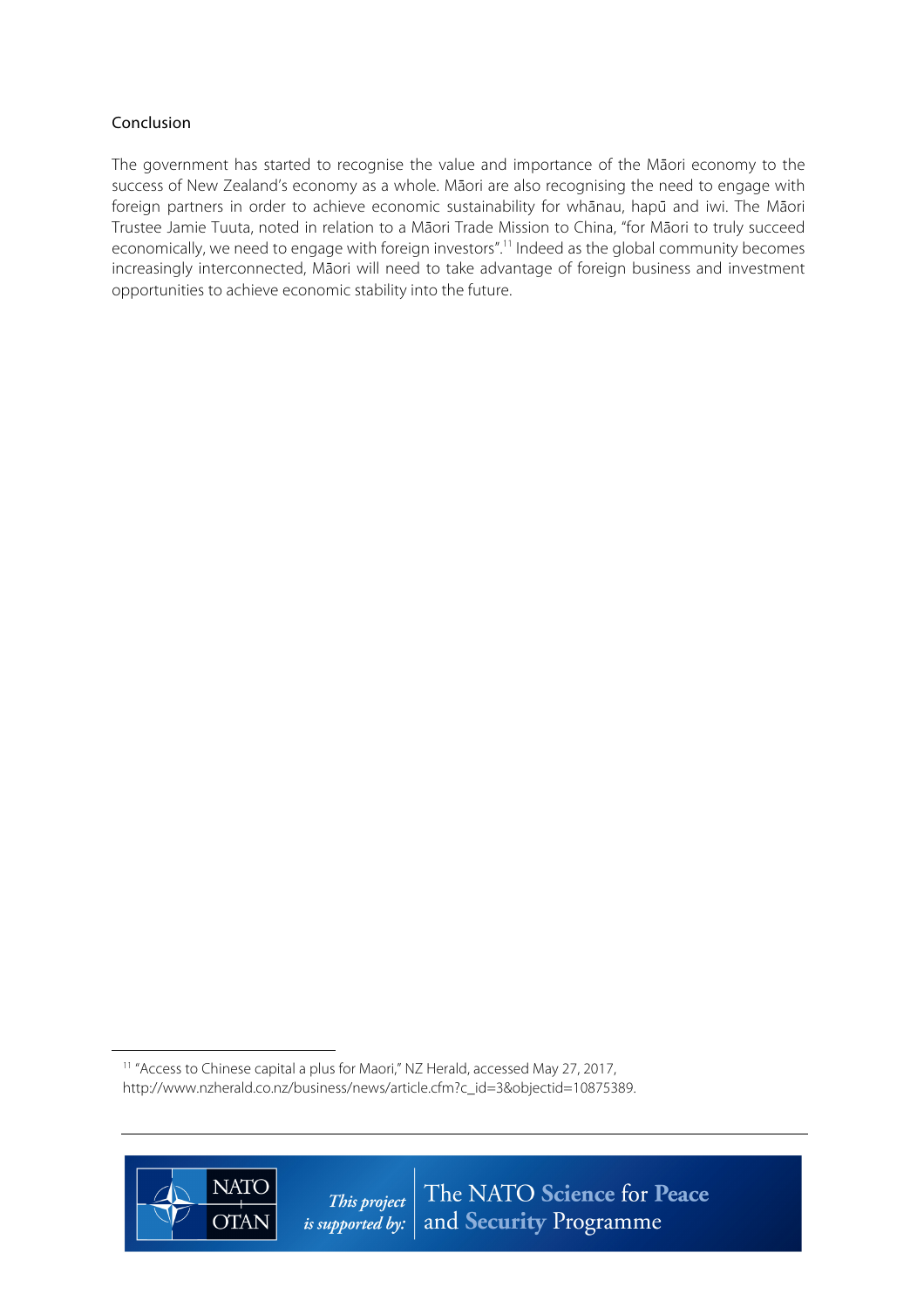## Conclusion

The government has started to recognise the value and importance of the Māori economy to the success of New Zealand's economy as a whole. Māori are also recognising the need to engage with foreign partners in order to achieve economic sustainability for whānau, hapū and iwi. The Māori Trustee Jamie Tuuta, noted in relation to a Māori Trade Mission to China, "for Māori to truly succeed economically, we need to engage with foreign investors".[11] Indeed as the global community becomes increasingly interconnected, Māori will need to take advantage of foreign business and investment opportunities to achieve economic stability into the future.

[11] "Access to Chinese capital a plus for Maori," NZ Herald, accessed May 27, 2017, http://www.nzherald.co.nz/business/news/article.cfm?c_id=3&objectid=10875389.